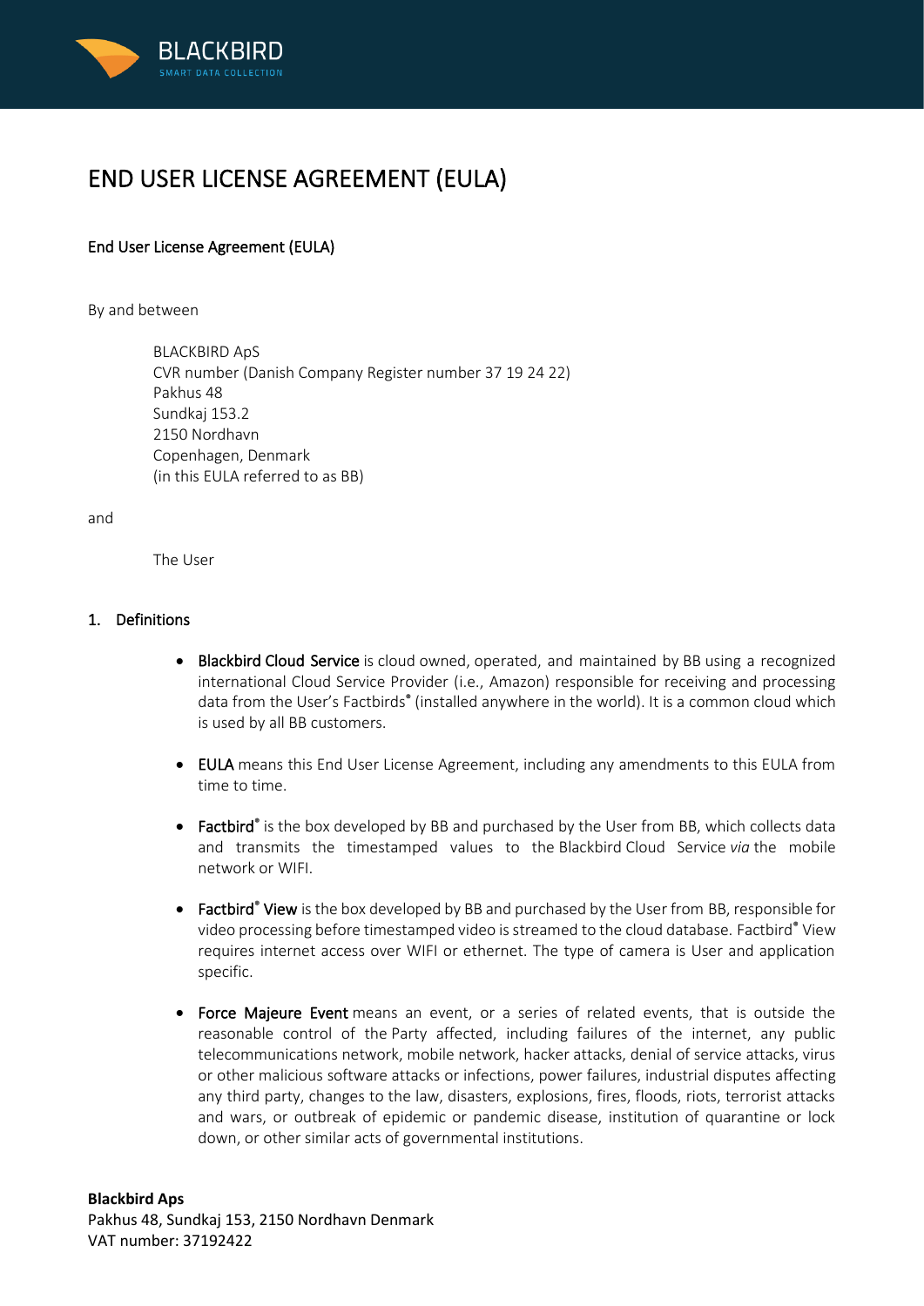# END USER LICENSE AGREEMENT (EULA)

End User License Agreement (EULA)

By and between

BLACKBIRD ApS
CVR number (Danish Company Register number 37 19 24 22)
Pakhus 48
Sundkaj 153.2
2150 Nordhavn
Copenhagen, Denmark
(in this EULA referred to as BB)

and

The User

## 1. Definitions

- Blackbird Cloud Service is cloud owned, operated, and maintained by BB using a recognized international Cloud Service Provider (i.e., Amazon) responsible for receiving and processing data from the User's Factbirds® (installed anywhere in the world). It is a common cloud which is used by all BB customers.

- EULA means this End User License Agreement, including any amendments to this EULA from time to time.

- Factbird® is the box developed by BB and purchased by the User from BB, which collects data and transmits the timestamped values to the Blackbird Cloud Service *via* the mobile network or WIFI.

- Factbird® View is the box developed by BB and purchased by the User from BB, responsible for video processing before timestamped video is streamed to the cloud database. Factbird® View requires internet access over WIFI or ethernet. The type of camera is User and application specific.

- Force Majeure Event means an event, or a series of related events, that is outside the reasonable control of the Party affected, including failures of the internet, any public telecommunications network, mobile network, hacker attacks, denial of service attacks, virus or other malicious software attacks or infections, power failures, industrial disputes affecting any third party, changes to the law, disasters, explosions, fires, floods, riots, terrorist attacks and wars, or outbreak of epidemic or pandemic disease, institution of quarantine or lock down, or other similar acts of governmental institutions.

**Blackbird Aps**
Pakhus 48, Sundkaj 153, 2150 Nordhavn Denmark
VAT number: 37192422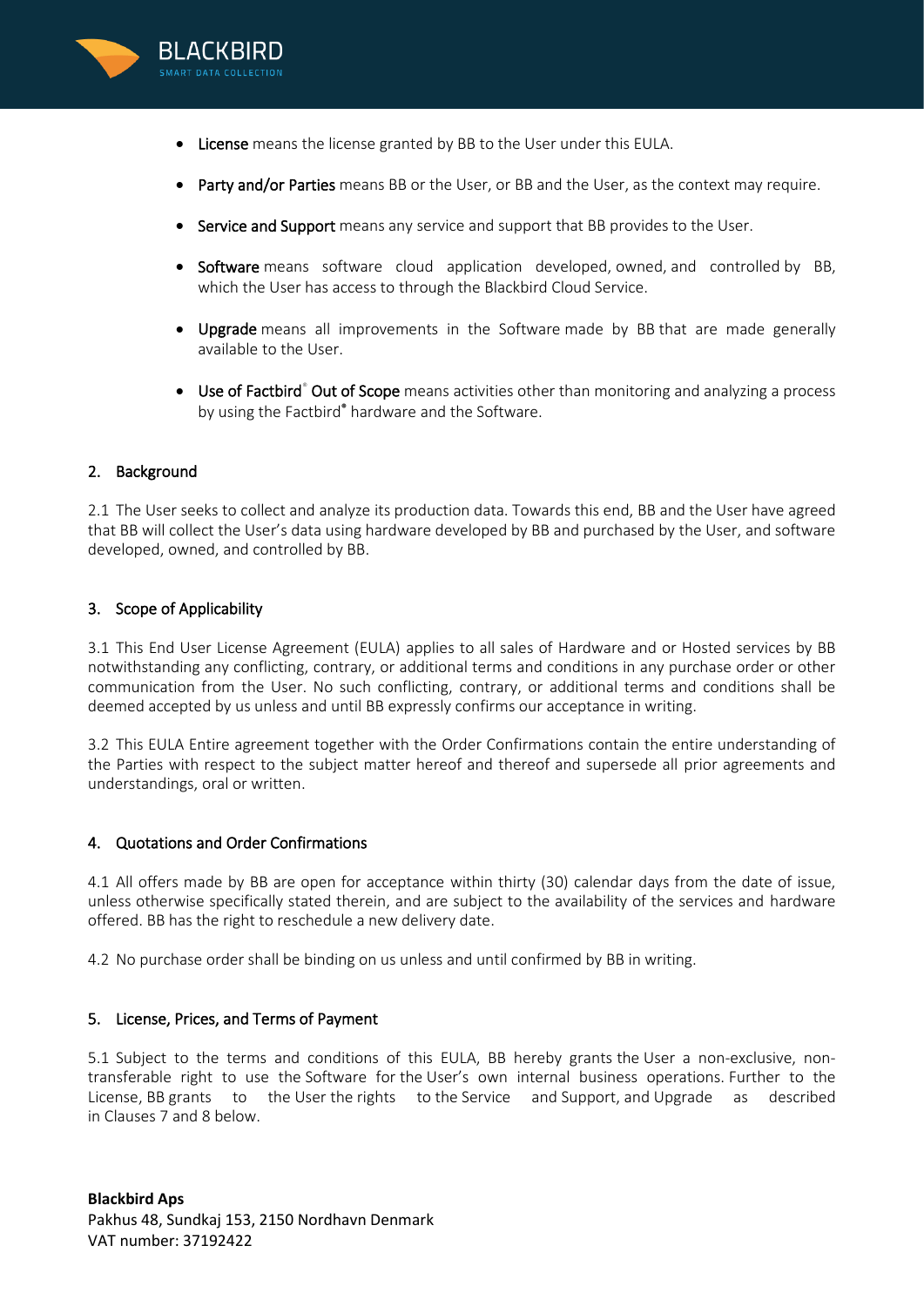- **License** means the license granted by BB to the User under this EULA.
- **Party and/or Parties** means BB or the User, or BB and the User, as the context may require.
- **Service and Support** means any service and support that BB provides to the User.
- **Software** means software cloud application developed, owned, and controlled by BB, which the User has access to through the Blackbird Cloud Service.
- **Upgrade** means all improvements in the Software made by BB that are made generally available to the User.
- **Use of Factbird® Out of Scope** means activities other than monitoring and analyzing a process by using the Factbird® hardware and the Software.

## 2. Background

2.1 The User seeks to collect and analyze its production data. Towards this end, BB and the User have agreed that BB will collect the User's data using hardware developed by BB and purchased by the User, and software developed, owned, and controlled by BB.

## 3. Scope of Applicability

3.1 This End User License Agreement (EULA) applies to all sales of Hardware and or Hosted services by BB notwithstanding any conflicting, contrary, or additional terms and conditions in any purchase order or other communication from the User. No such conflicting, contrary, or additional terms and conditions shall be deemed accepted by us unless and until BB expressly confirms our acceptance in writing.

3.2 This EULA Entire agreement together with the Order Confirmations contain the entire understanding of the Parties with respect to the subject matter hereof and thereof and supersede all prior agreements and understandings, oral or written.

## 4. Quotations and Order Confirmations

4.1 All offers made by BB are open for acceptance within thirty (30) calendar days from the date of issue, unless otherwise specifically stated therein, and are subject to the availability of the services and hardware offered. BB has the right to reschedule a new delivery date.

4.2 No purchase order shall be binding on us unless and until confirmed by BB in writing.

## 5. License, Prices, and Terms of Payment

5.1 Subject to the terms and conditions of this EULA, BB hereby grants the User a non-exclusive, non-transferable right to use the Software for the User's own internal business operations. Further to the License, BB grants to the User the rights to the Service and Support, and Upgrade as described in Clauses 7 and 8 below.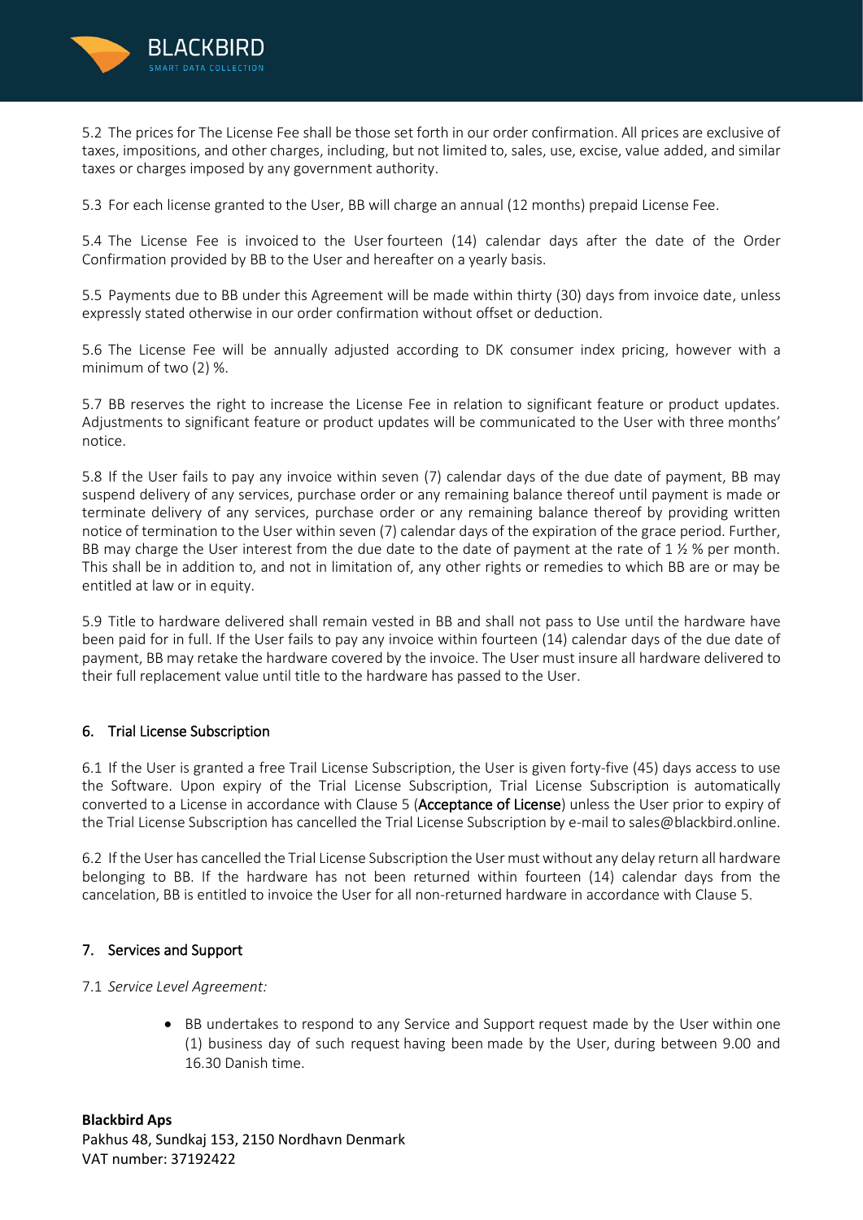5.2 The prices for The License Fee shall be those set forth in our order confirmation. All prices are exclusive of taxes, impositions, and other charges, including, but not limited to, sales, use, excise, value added, and similar taxes or charges imposed by any government authority.

5.3 For each license granted to the User, BB will charge an annual (12 months) prepaid License Fee.

5.4 The License Fee is invoiced to the User fourteen (14) calendar days after the date of the Order Confirmation provided by BB to the User and hereafter on a yearly basis.

5.5 Payments due to BB under this Agreement will be made within thirty (30) days from invoice date, unless expressly stated otherwise in our order confirmation without offset or deduction.

5.6 The License Fee will be annually adjusted according to DK consumer index pricing, however with a minimum of two (2) %.

5.7 BB reserves the right to increase the License Fee in relation to significant feature or product updates. Adjustments to significant feature or product updates will be communicated to the User with three months' notice.

5.8 If the User fails to pay any invoice within seven (7) calendar days of the due date of payment, BB may suspend delivery of any services, purchase order or any remaining balance thereof until payment is made or terminate delivery of any services, purchase order or any remaining balance thereof by providing written notice of termination to the User within seven (7) calendar days of the expiration of the grace period. Further, BB may charge the User interest from the due date to the date of payment at the rate of 1 ½ % per month. This shall be in addition to, and not in limitation of, any other rights or remedies to which BB are or may be entitled at law or in equity.

5.9 Title to hardware delivered shall remain vested in BB and shall not pass to Use until the hardware have been paid for in full. If the User fails to pay any invoice within fourteen (14) calendar days of the due date of payment, BB may retake the hardware covered by the invoice. The User must insure all hardware delivered to their full replacement value until title to the hardware has passed to the User.

## 6. Trial License Subscription

6.1 If the User is granted a free Trail License Subscription, the User is given forty-five (45) days access to use the Software. Upon expiry of the Trial License Subscription, Trial License Subscription is automatically converted to a License in accordance with Clause 5 (Acceptance of License) unless the User prior to expiry of the Trial License Subscription has cancelled the Trial License Subscription by e-mail to sales@blackbird.online.

6.2 If the User has cancelled the Trial License Subscription the User must without any delay return all hardware belonging to BB. If the hardware has not been returned within fourteen (14) calendar days from the cancelation, BB is entitled to invoice the User for all non-returned hardware in accordance with Clause 5.

## 7. Services and Support

7.1 *Service Level Agreement:*

- BB undertakes to respond to any Service and Support request made by the User within one (1) business day of such request having been made by the User, during between 9.00 and 16.30 Danish time.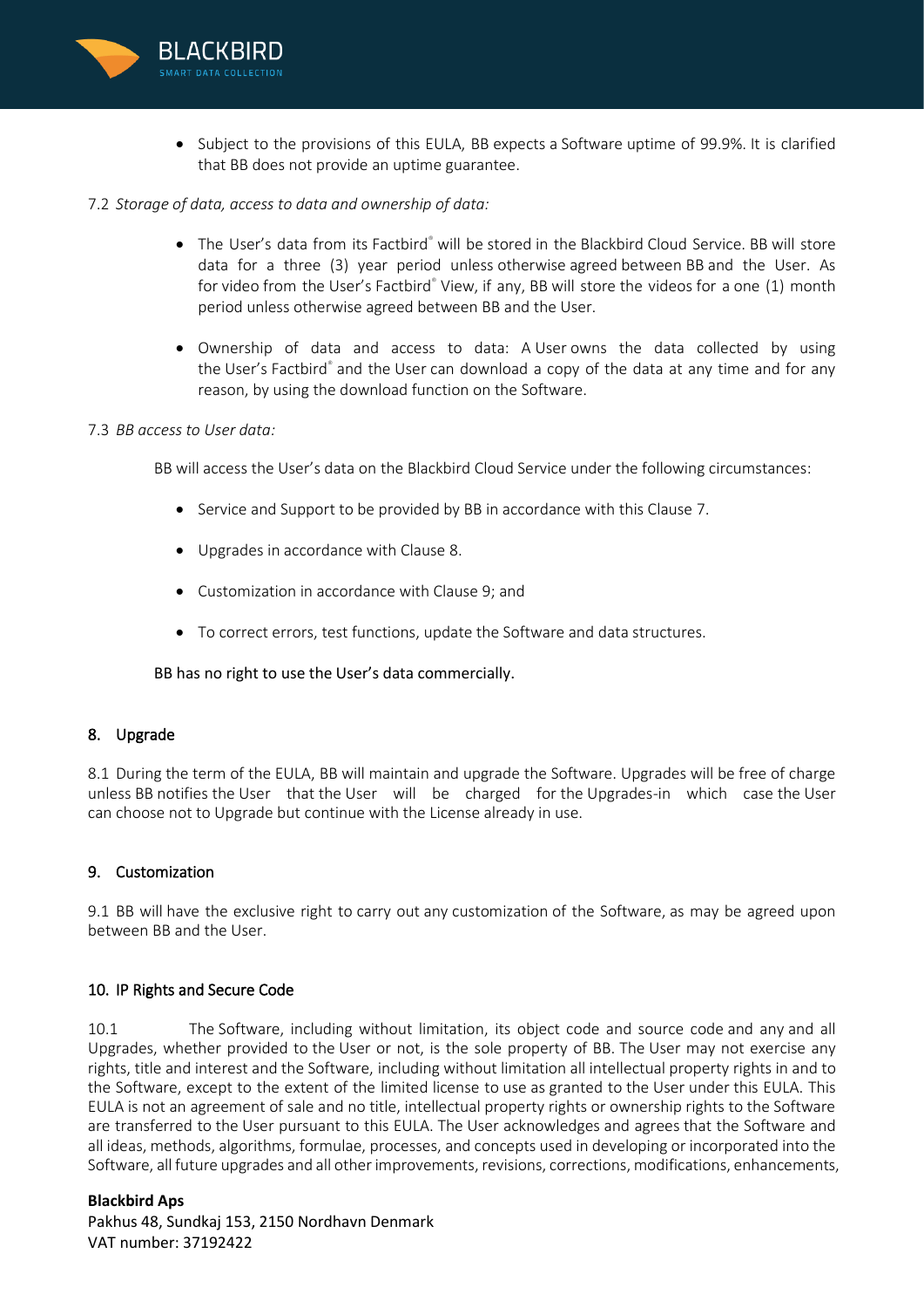- Subject to the provisions of this EULA, BB expects a Software uptime of 99.9%. It is clarified that BB does not provide an uptime guarantee.

7.2 *Storage of data, access to data and ownership of data:*

- The User's data from its Factbird® will be stored in the Blackbird Cloud Service. BB will store data for a three (3) year period unless otherwise agreed between BB and the User. As for video from the User's Factbird® View, if any, BB will store the videos for a one (1) month period unless otherwise agreed between BB and the User.

- Ownership of data and access to data: A User owns the data collected by using the User's Factbird® and the User can download a copy of the data at any time and for any reason, by using the download function on the Software.

7.3 *BB access to User data:*

BB will access the User's data on the Blackbird Cloud Service under the following circumstances:

- Service and Support to be provided by BB in accordance with this Clause 7.

- Upgrades in accordance with Clause 8.

- Customization in accordance with Clause 9; and

- To correct errors, test functions, update the Software and data structures.

BB has no right to use the User's data commercially.

## 8. Upgrade

8.1 During the term of the EULA, BB will maintain and upgrade the Software. Upgrades will be free of charge unless BB notifies the User that the User will be charged for the Upgrades-in which case the User can choose not to Upgrade but continue with the License already in use.

## 9. Customization

9.1 BB will have the exclusive right to carry out any customization of the Software, as may be agreed upon between BB and the User.

## 10. IP Rights and Secure Code

10.1 The Software, including without limitation, its object code and source code and any and all Upgrades, whether provided to the User or not, is the sole property of BB. The User may not exercise any rights, title and interest and the Software, including without limitation all intellectual property rights in and to the Software, except to the extent of the limited license to use as granted to the User under this EULA. This EULA is not an agreement of sale and no title, intellectual property rights or ownership rights to the Software are transferred to the User pursuant to this EULA. The User acknowledges and agrees that the Software and all ideas, methods, algorithms, formulae, processes, and concepts used in developing or incorporated into the Software, all future upgrades and all other improvements, revisions, corrections, modifications, enhancements,

**Blackbird Aps**
Pakhus 48, Sundkaj 153, 2150 Nordhavn Denmark
VAT number: 37192422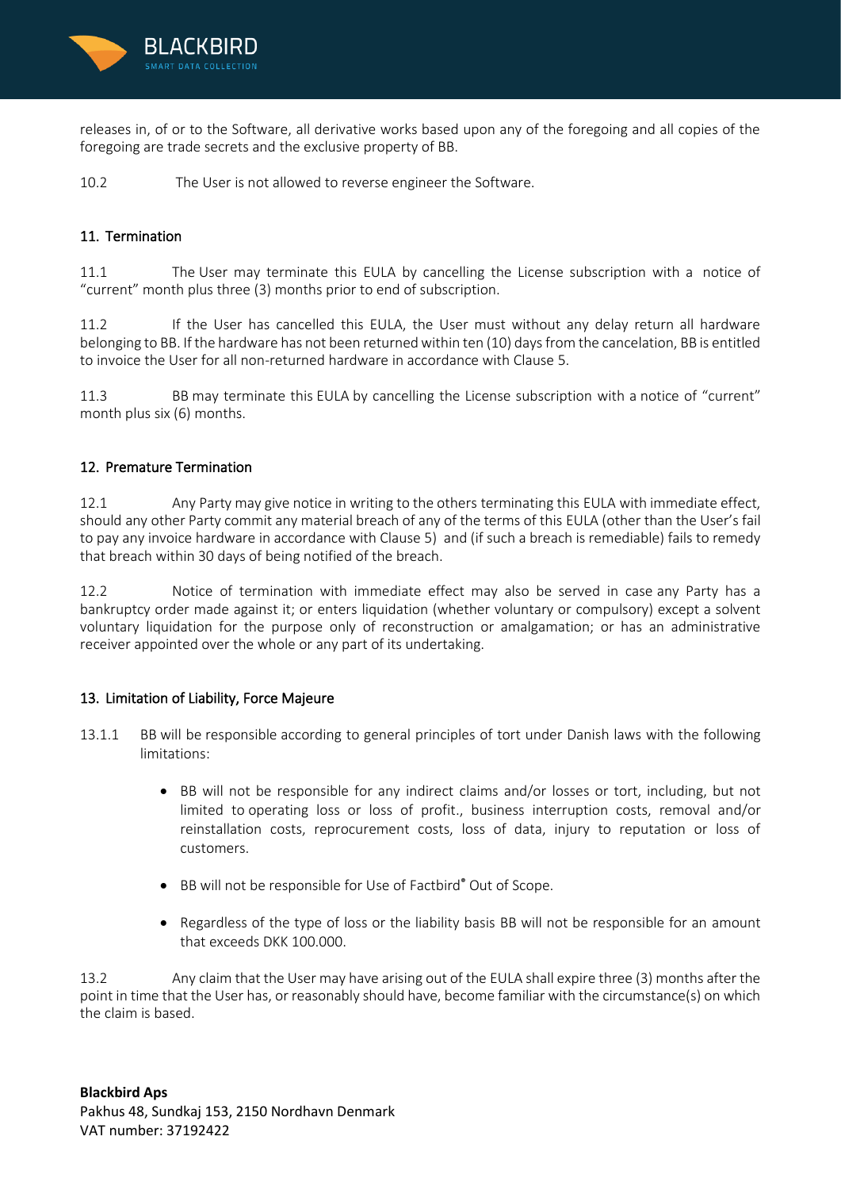releases in, of or to the Software, all derivative works based upon any of the foregoing and all copies of the foregoing are trade secrets and the exclusive property of BB.

10.2 The User is not allowed to reverse engineer the Software.

## 11. Termination

11.1 The User may terminate this EULA by cancelling the License subscription with a notice of "current" month plus three (3) months prior to end of subscription.

11.2 If the User has cancelled this EULA, the User must without any delay return all hardware belonging to BB. If the hardware has not been returned within ten (10) days from the cancelation, BB is entitled to invoice the User for all non-returned hardware in accordance with Clause 5.

11.3 BB may terminate this EULA by cancelling the License subscription with a notice of "current" month plus six (6) months.

## 12. Premature Termination

12.1 Any Party may give notice in writing to the others terminating this EULA with immediate effect, should any other Party commit any material breach of any of the terms of this EULA (other than the User's fail to pay any invoice hardware in accordance with Clause 5) and (if such a breach is remediable) fails to remedy that breach within 30 days of being notified of the breach.

12.2 Notice of termination with immediate effect may also be served in case any Party has a bankruptcy order made against it; or enters liquidation (whether voluntary or compulsory) except a solvent voluntary liquidation for the purpose only of reconstruction or amalgamation; or has an administrative receiver appointed over the whole or any part of its undertaking.

## 13. Limitation of Liability, Force Majeure

13.1.1 BB will be responsible according to general principles of tort under Danish laws with the following limitations:

- BB will not be responsible for any indirect claims and/or losses or tort, including, but not limited to operating loss or loss of profit., business interruption costs, removal and/or reinstallation costs, reprocurement costs, loss of data, injury to reputation or loss of customers.
- BB will not be responsible for Use of Factbird® Out of Scope.
- Regardless of the type of loss or the liability basis BB will not be responsible for an amount that exceeds DKK 100.000.

13.2 Any claim that the User may have arising out of the EULA shall expire three (3) months after the point in time that the User has, or reasonably should have, become familiar with the circumstance(s) on which the claim is based.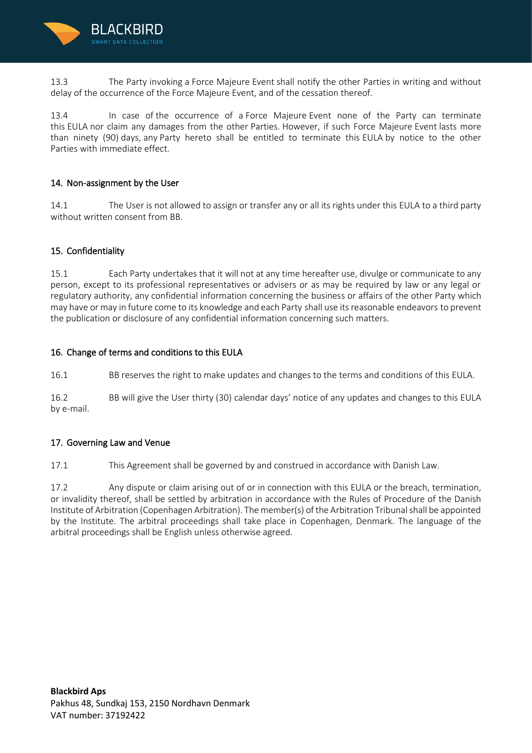13.3 The Party invoking a Force Majeure Event shall notify the other Parties in writing and without delay of the occurrence of the Force Majeure Event, and of the cessation thereof.

13.4 In case of the occurrence of a Force Majeure Event none of the Party can terminate this EULA nor claim any damages from the other Parties. However, if such Force Majeure Event lasts more than ninety (90) days, any Party hereto shall be entitled to terminate this EULA by notice to the other Parties with immediate effect.

## 14. Non-assignment by the User

14.1 The User is not allowed to assign or transfer any or all its rights under this EULA to a third party without written consent from BB.

## 15. Confidentiality

15.1 Each Party undertakes that it will not at any time hereafter use, divulge or communicate to any person, except to its professional representatives or advisers or as may be required by law or any legal or regulatory authority, any confidential information concerning the business or affairs of the other Party which may have or may in future come to its knowledge and each Party shall use its reasonable endeavors to prevent the publication or disclosure of any confidential information concerning such matters.

## 16. Change of terms and conditions to this EULA

16.1 BB reserves the right to make updates and changes to the terms and conditions of this EULA.

16.2 BB will give the User thirty (30) calendar days' notice of any updates and changes to this EULA by e-mail.

## 17. Governing Law and Venue

17.1 This Agreement shall be governed by and construed in accordance with Danish Law.

17.2 Any dispute or claim arising out of or in connection with this EULA or the breach, termination, or invalidity thereof, shall be settled by arbitration in accordance with the Rules of Procedure of the Danish Institute of Arbitration (Copenhagen Arbitration). The member(s) of the Arbitration Tribunal shall be appointed by the Institute. The arbitral proceedings shall take place in Copenhagen, Denmark. The language of the arbitral proceedings shall be English unless otherwise agreed.